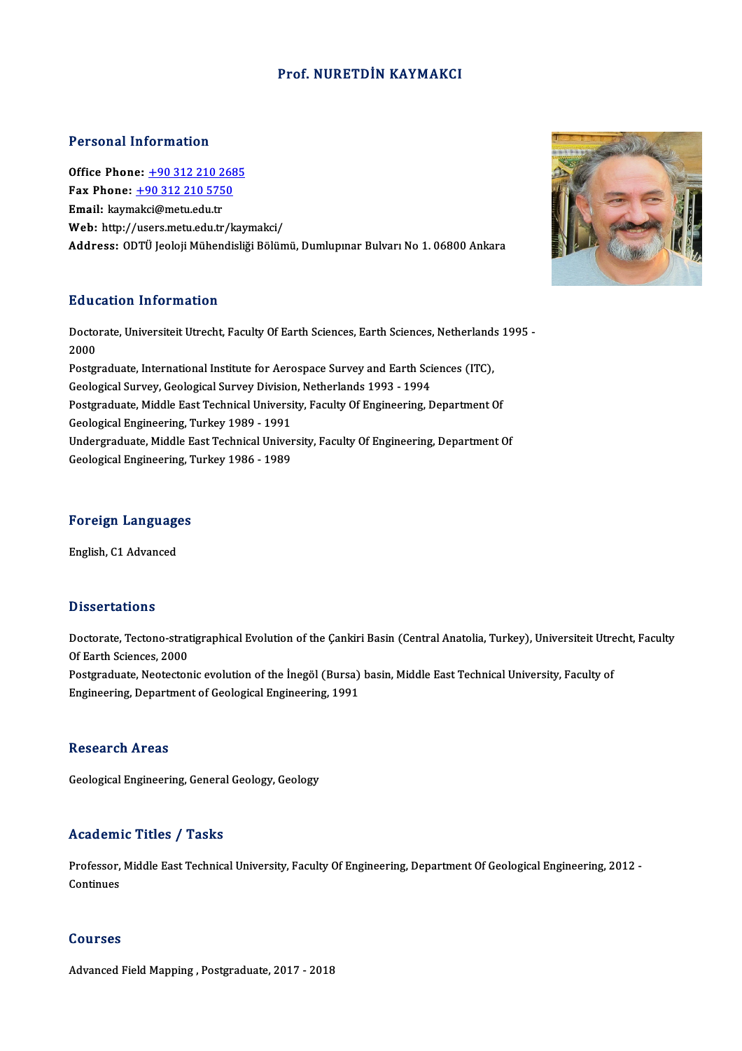# Prof. NURETDİN KAYMAKCI

## Personal Information

**Office Phone:** +90 312 210 2685
**Fax Phone:** +90 312 210 5750
**Email:** kaymakci@metu.edu.tr
**Web:** http://users.metu.edu.tr/kaymakci/
**Address:** ODTÜ Jeoloji Mühendisliği Bölümü, Dumlupınar Bulvarı No 1. 06800 Ankara

## Education Information

Doctorate, Universiteit Utrecht, Faculty Of Earth Sciences, Earth Sciences, Netherlands 1995 - 2000
Postgraduate, International Institute for Aerospace Survey and Earth Sciences (ITC), Geological Survey, Geological Survey Division, Netherlands 1993 - 1994
Postgraduate, Middle East Technical University, Faculty Of Engineering, Department Of Geological Engineering, Turkey 1989 - 1991
Undergraduate, Middle East Technical University, Faculty Of Engineering, Department Of Geological Engineering, Turkey 1986 - 1989

## Foreign Languages

English, C1 Advanced

## Dissertations

Doctorate, Tectono-stratigraphical Evolution of the Çankiri Basin (Central Anatolia, Turkey), Universiteit Utrecht, Faculty Of Earth Sciences, 2000
Postgraduate, Neotectonic evolution of the İnegöl (Bursa) basin, Middle East Technical University, Faculty of Engineering, Department of Geological Engineering, 1991

## Research Areas

Geological Engineering, General Geology, Geology

## Academic Titles / Tasks

Professor, Middle East Technical University, Faculty Of Engineering, Department Of Geological Engineering, 2012 - Continues

## Courses

Advanced Field Mapping , Postgraduate, 2017 - 2018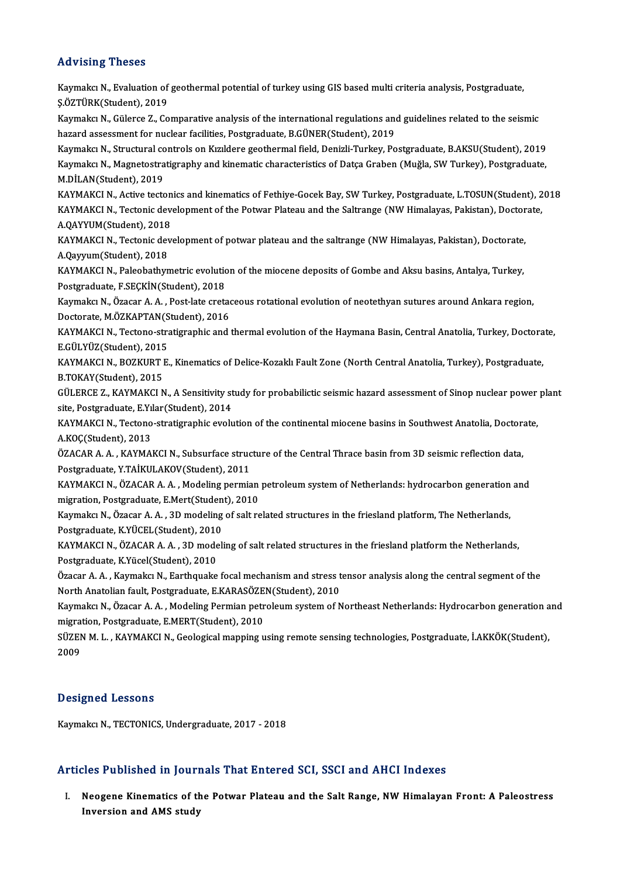## Advising Theses

Kaymakcı N., Evaluation of geothermal potential of turkey using GIS based multi criteria analysis, Postgraduate, Ş.ÖZTÜRK(Student), 2019

Kaymakcı N., Gülerce Z., Comparative analysis of the international regulations and guidelines related to the seismic hazard assessment for nuclear facilities, Postgraduate, B.GÜNER(Student), 2019

Kaymakcı N., Structural controls on Kızıldere geothermal field, Denizli-Turkey, Postgraduate, B.AKSU(Student), 2019

Kaymakcı N., Magnetostratigraphy and kinematic characteristics of Datça Graben (Muğla, SW Turkey), Postgraduate, M.DİLAN(Student), 2019

KAYMAKCI N., Active tectonics and kinematics of Fethiye-Gocek Bay, SW Turkey, Postgraduate, L.TOSUN(Student), 2018

KAYMAKCI N., Tectonic development of the Potwar Plateau and the Saltrange (NW Himalayas, Pakistan), Doctorate, A.QAYYUM(Student), 2018

KAYMAKCI N., Tectonic development of potwar plateau and the saltrange (NW Himalayas, Pakistan), Doctorate, A.Qayyum(Student), 2018

KAYMAKCI N., Paleobathymetric evolution of the miocene deposits of Gombe and Aksu basins, Antalya, Turkey, Postgraduate, F.SEÇKİN(Student), 2018

Kaymakcı N., Özacar A. A. , Post-late cretaceous rotational evolution of neotethyan sutures around Ankara region, Doctorate, M.ÖZKAPTAN(Student), 2016

KAYMAKCI N., Tectono-stratigraphic and thermal evolution of the Haymana Basin, Central Anatolia, Turkey, Doctorate, E.GÜLYÜZ(Student), 2015

KAYMAKCI N., BOZKURT E., Kinematics of Delice-Kozaklı Fault Zone (North Central Anatolia, Turkey), Postgraduate, B.TOKAY(Student), 2015

GÜLERCE Z., KAYMAKCI N., A Sensitivity study for probabilictic seismic hazard assessment of Sinop nuclear power plant site, Postgraduate, E.Yılar(Student), 2014

KAYMAKCI N., Tectono-stratigraphic evolution of the continental miocene basins in Southwest Anatolia, Doctorate, A.KOÇ(Student), 2013

ÖZACAR A. A. , KAYMAKCI N., Subsurface structure of the Central Thrace basin from 3D seismic reflection data, Postgraduate, Y.TAİKULAKOV(Student), 2011

KAYMAKCI N., ÖZACAR A. A. , Modeling permian petroleum system of Netherlands: hydrocarbon generation and migration, Postgraduate, E.Mert(Student), 2010

Kaymakcı N., Özacar A. A. , 3D modeling of salt related structures in the friesland platform, The Netherlands, Postgraduate, K.YÜCEL(Student), 2010

KAYMAKCI N., ÖZACAR A. A. , 3D modeling of salt related structures in the friesland platform the Netherlands, Postgraduate, K.Yücel(Student), 2010

Özacar A. A. , Kaymakcı N., Earthquake focal mechanism and stress tensor analysis along the central segment of the North Anatolian fault, Postgraduate, E.KARASÖZEN(Student), 2010

Kaymakcı N., Özacar A. A. , Modeling Permian petroleum system of Northeast Netherlands: Hydrocarbon generation and migration, Postgraduate, E.MERT(Student), 2010

SÜZEN M. L. , KAYMAKCI N., Geological mapping using remote sensing technologies, Postgraduate, İ.AKKÖK(Student), 2009

## Designed Lessons

Kaymakcı N., TECTONICS, Undergraduate, 2017 - 2018

## Articles Published in Journals That Entered SCI, SSCI and AHCI Indexes

I. **Neogene Kinematics of the Potwar Plateau and the Salt Range, NW Himalayan Front: A Paleostress Inversion and AMS study**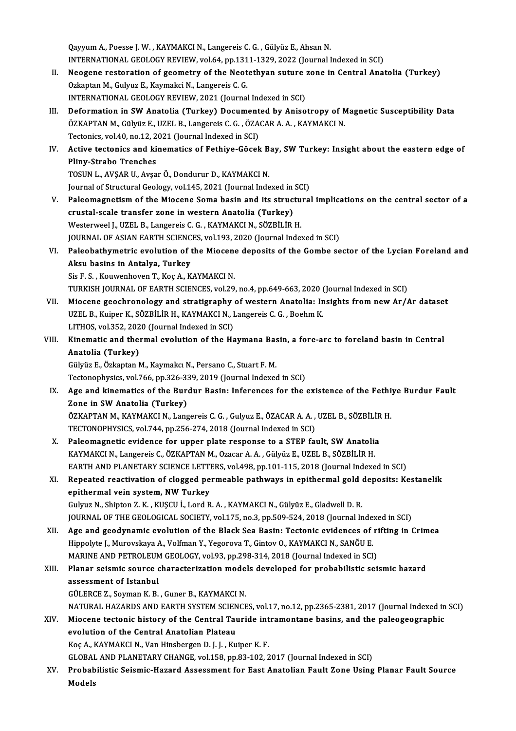Qayyum A., Poesse J. W. , KAYMAKCI N., Langereis C. G. , Gülyüz E., Ahsan N.
INTERNATIONAL GEOLOGY REVIEW, vol.64, pp.1311-1329, 2022 (Journal Indexed in SCI)

II. **Neogene restoration of geometry of the Neotethyan suture zone in Central Anatolia (Turkey)**
Ozkaptan M., Gulyuz E., Kaymakci N., Langereis C. G.
INTERNATIONAL GEOLOGY REVIEW, 2021 (Journal Indexed in SCI)

III. **Deformation in SW Anatolia (Turkey) Documented by Anisotropy of Magnetic Susceptibility Data**
ÖZKAPTAN M., Gülyüz E., UZEL B., Langereis C. G. , ÖZACAR A. A. , KAYMAKCI N.
Tectonics, vol.40, no.12, 2021 (Journal Indexed in SCI)

IV. **Active tectonics and kinematics of Fethiye-Göcek Bay, SW Turkey: Insight about the eastern edge of Pliny-Strabo Trenches**
TOSUN L., AVŞAR U., Avşar Ö., Dondurur D., KAYMAKCI N.
Journal of Structural Geology, vol.145, 2021 (Journal Indexed in SCI)

V. **Paleomagnetism of the Miocene Soma basin and its structural implications on the central sector of a crustal-scale transfer zone in western Anatolia (Turkey)**
Westerweel J., UZEL B., Langereis C. G. , KAYMAKCI N., SÖZBİLİR H.
JOURNAL OF ASIAN EARTH SCIENCES, vol.193, 2020 (Journal Indexed in SCI)

VI. **Paleobathymetric evolution of the Miocene deposits of the Gombe sector of the Lycian Foreland and Aksu basins in Antalya, Turkey**
Sis F. S. , Kouwenhoven T., Koç A., KAYMAKCI N.
TURKISH JOURNAL OF EARTH SCIENCES, vol.29, no.4, pp.649-663, 2020 (Journal Indexed in SCI)

VII. **Miocene geochronology and stratigraphy of western Anatolia: Insights from new Ar/Ar dataset**
UZEL B., Kuiper K., SÖZBİLİR H., KAYMAKCI N., Langereis C. G. , Boehm K.
LITHOS, vol.352, 2020 (Journal Indexed in SCI)

VIII. **Kinematic and thermal evolution of the Haymana Basin, a fore-arc to foreland basin in Central Anatolia (Turkey)**
Gülyüz E., Özkaptan M., Kaymakcı N., Persano C., Stuart F. M.
Tectonophysics, vol.766, pp.326-339, 2019 (Journal Indexed in SCI)

IX. **Age and kinematics of the Burdur Basin: Inferences for the existence of the Fethiye Burdur Fault Zone in SW Anatolia (Turkey)**
ÖZKAPTAN M., KAYMAKCI N., Langereis C. G. , Gulyuz E., ÖZACAR A. A. , UZEL B., SÖZBİLİR H.
TECTONOPHYSICS, vol.744, pp.256-274, 2018 (Journal Indexed in SCI)

X. **Paleomagnetic evidence for upper plate response to a STEP fault, SW Anatolia**
KAYMAKCI N., Langereis C., ÖZKAPTAN M., Ozacar A. A. , Gülyüz E., UZEL B., SÖZBİLİR H.
EARTH AND PLANETARY SCIENCE LETTERS, vol.498, pp.101-115, 2018 (Journal Indexed in SCI)

XI. **Repeated reactivation of clogged permeable pathways in epithermal gold deposits: Kestanelik epithermal vein system, NW Turkey**
Gulyuz N., Shipton Z. K. , KUŞCU İ., Lord R. A. , KAYMAKCI N., Gülyüz E., Gladwell D. R.
JOURNAL OF THE GEOLOGICAL SOCIETY, vol.175, no.3, pp.509-524, 2018 (Journal Indexed in SCI)

XII. **Age and geodynamic evolution of the Black Sea Basin: Tectonic evidences of rifting in Crimea**
Hippolyte J., Murovskaya A., Volfman Y., Yegorova T., Gintov O., KAYMAKCI N., SANĞU E.
MARINE AND PETROLEUM GEOLOGY, vol.93, pp.298-314, 2018 (Journal Indexed in SCI)

XIII. **Planar seismic source characterization models developed for probabilistic seismic hazard assessment of Istanbul**
GÜLERCE Z., Soyman K. B. , Guner B., KAYMAKCI N.
NATURAL HAZARDS AND EARTH SYSTEM SCIENCES, vol.17, no.12, pp.2365-2381, 2017 (Journal Indexed in SCI)

XIV. **Miocene tectonic history of the Central Tauride intramontane basins, and the paleogeographic evolution of the Central Anatolian Plateau**
Koç A., KAYMAKCI N., Van Hinsbergen D. J. J. , Kuiper K. F.
GLOBAL AND PLANETARY CHANGE, vol.158, pp.83-102, 2017 (Journal Indexed in SCI)

XV. **Probabilistic Seismic-Hazard Assessment for East Anatolian Fault Zone Using Planar Fault Source Models**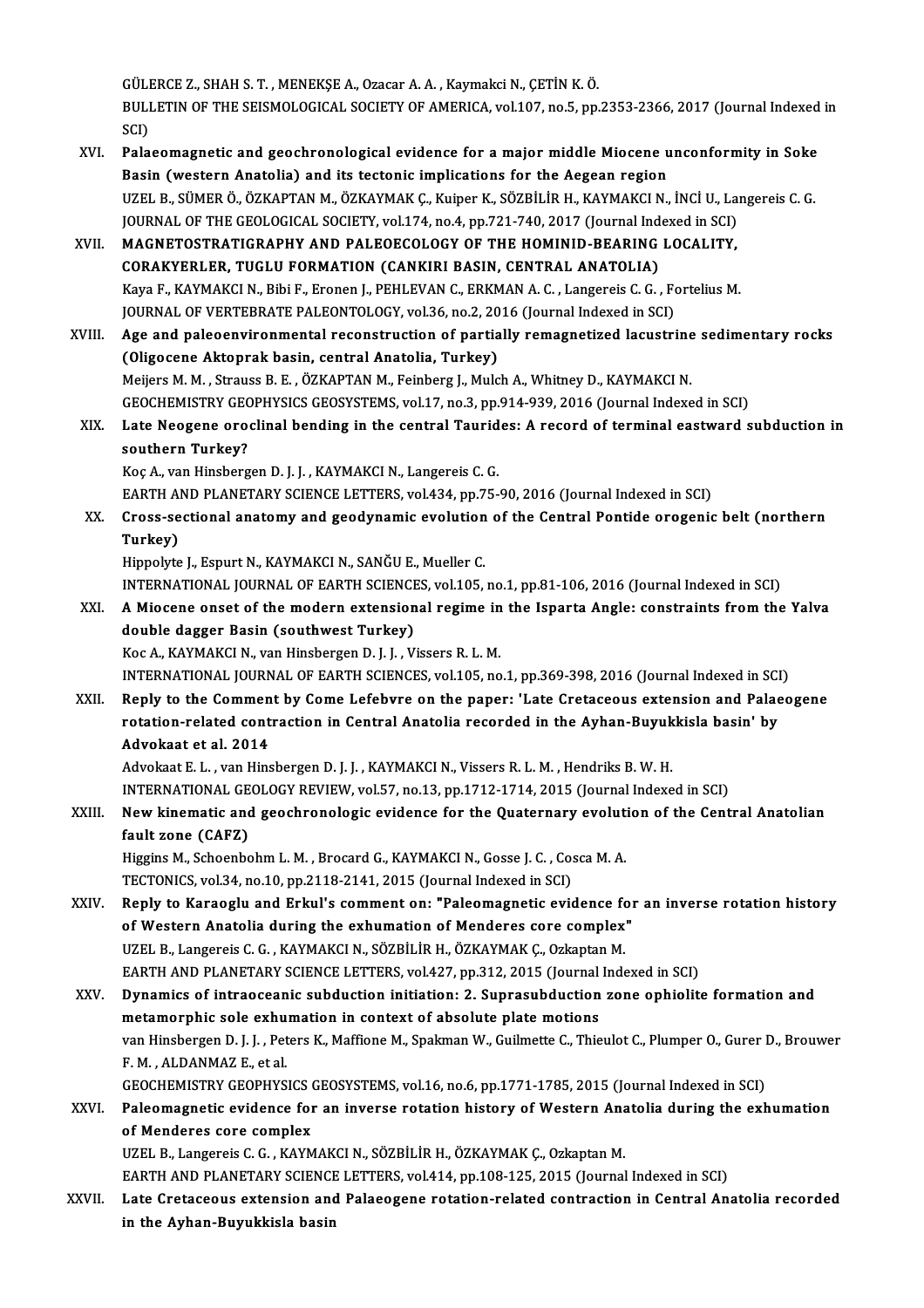GÜLERCE Z., SHAH S. T. , MENEKŞE A., Ozacar A. A. , Kaymakci N., ÇETİN K. Ö.
BULLETIN OF THE SEISMOLOGICAL SOCIETY OF AMERICA, vol.107, no.5, pp.2353-2366, 2017 (Journal Indexed in SCI)

XVI. **Palaeomagnetic and geochronological evidence for a major middle Miocene unconformity in Soke Basin (western Anatolia) and its tectonic implications for the Aegean region**
UZEL B., SÜMER Ö., ÖZKAPTAN M., ÖZKAYMAK Ç., Kuiper K., SÖZBİLİR H., KAYMAKCI N., İNCİ U., Langereis C. G.
JOURNAL OF THE GEOLOGICAL SOCIETY, vol.174, no.4, pp.721-740, 2017 (Journal Indexed in SCI)

XVII. **MAGNETOSTRATIGRAPHY AND PALEOECOLOGY OF THE HOMINID-BEARING LOCALITY, CORAKYERLER, TUGLU FORMATION (CANKIRI BASIN, CENTRAL ANATOLIA)**
Kaya F., KAYMAKCI N., Bibi F., Eronen J., PEHLEVAN C., ERKMAN A. C. , Langereis C. G. , Fortelius M.
JOURNAL OF VERTEBRATE PALEONTOLOGY, vol.36, no.2, 2016 (Journal Indexed in SCI)

XVIII. **Age and paleoenvironmental reconstruction of partially remagnetized lacustrine sedimentary rocks (Oligocene Aktoprak basin, central Anatolia, Turkey)**
Meijers M. M. , Strauss B. E. , ÖZKAPTAN M., Feinberg J., Mulch A., Whitney D., KAYMAKCI N.
GEOCHEMISTRY GEOPHYSICS GEOSYSTEMS, vol.17, no.3, pp.914-939, 2016 (Journal Indexed in SCI)

XIX. **Late Neogene oroclinal bending in the central Taurides: A record of terminal eastward subduction in southern Turkey?**
Koç A., van Hinsbergen D. J. J. , KAYMAKCI N., Langereis C. G.
EARTH AND PLANETARY SCIENCE LETTERS, vol.434, pp.75-90, 2016 (Journal Indexed in SCI)

XX. **Cross-sectional anatomy and geodynamic evolution of the Central Pontide orogenic belt (northern Turkey)**
Hippolyte J., Espurt N., KAYMAKCI N., SANĞU E., Mueller C.
INTERNATIONAL JOURNAL OF EARTH SCIENCES, vol.105, no.1, pp.81-106, 2016 (Journal Indexed in SCI)

XXI. **A Miocene onset of the modern extensional regime in the Isparta Angle: constraints from the Yalva double dagger Basin (southwest Turkey)**
Koc A., KAYMAKCI N., van Hinsbergen D. J. J. , Vissers R. L. M.
INTERNATIONAL JOURNAL OF EARTH SCIENCES, vol.105, no.1, pp.369-398, 2016 (Journal Indexed in SCI)

XXII. **Reply to the Comment by Come Lefebvre on the paper: 'Late Cretaceous extension and Palaeogene rotation-related contraction in Central Anatolia recorded in the Ayhan-Buyukkisla basin' by Advokaat et al. 2014**
Advokaat E. L. , van Hinsbergen D. J. J. , KAYMAKCI N., Vissers R. L. M. , Hendriks B. W. H.
INTERNATIONAL GEOLOGY REVIEW, vol.57, no.13, pp.1712-1714, 2015 (Journal Indexed in SCI)

XXIII. **New kinematic and geochronologic evidence for the Quaternary evolution of the Central Anatolian fault zone (CAFZ)**
Higgins M., Schoenbohm L. M. , Brocard G., KAYMAKCI N., Gosse J. C. , Cosca M. A.
TECTONICS, vol.34, no.10, pp.2118-2141, 2015 (Journal Indexed in SCI)

XXIV. **Reply to Karaoglu and Erkul's comment on: "Paleomagnetic evidence for an inverse rotation history of Western Anatolia during the exhumation of Menderes core complex"**
UZEL B., Langereis C. G. , KAYMAKCI N., SÖZBİLİR H., ÖZKAYMAK Ç., Ozkaptan M.
EARTH AND PLANETARY SCIENCE LETTERS, vol.427, pp.312, 2015 (Journal Indexed in SCI)

XXV. **Dynamics of intraoceanic subduction initiation: 2. Suprasubduction zone ophiolite formation and metamorphic sole exhumation in context of absolute plate motions**
van Hinsbergen D. J. J. , Peters K., Maffione M., Spakman W., Guilmette C., Thieulot C., Plumper O., Gurer D., Brouwer F. M. , ALDANMAZ E., et al.
GEOCHEMISTRY GEOPHYSICS GEOSYSTEMS, vol.16, no.6, pp.1771-1785, 2015 (Journal Indexed in SCI)

XXVI. **Paleomagnetic evidence for an inverse rotation history of Western Anatolia during the exhumation of Menderes core complex**
UZEL B., Langereis C. G. , KAYMAKCI N., SÖZBİLİR H., ÖZKAYMAK Ç., Ozkaptan M.
EARTH AND PLANETARY SCIENCE LETTERS, vol.414, pp.108-125, 2015 (Journal Indexed in SCI)

XXVII. **Late Cretaceous extension and Palaeogene rotation-related contraction in Central Anatolia recorded in the Ayhan-Buyukkisla basin**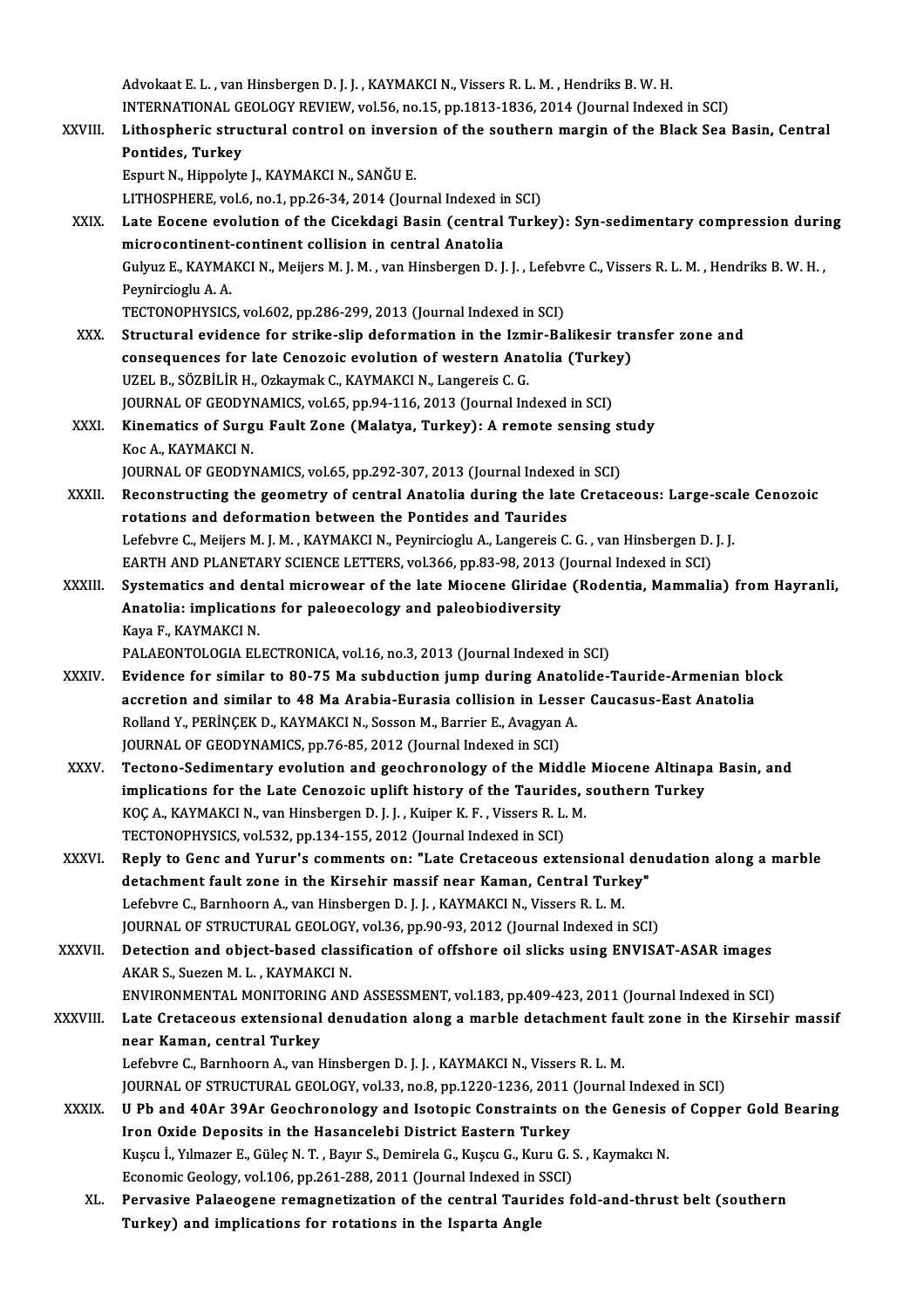Advokaat E. L. , van Hinsbergen D. J. J. , KAYMAKCI N., Vissers R. L. M. , Hendriks B. W. H.
INTERNATIONAL GEOLOGY REVIEW, vol.56, no.15, pp.1813-1836, 2014 (Journal Indexed in SCI)

XXVIII. **Lithospheric structural control on inversion of the southern margin of the Black Sea Basin, Central Pontides, Turkey**
Espurt N., Hippolyte J., KAYMAKCI N., SANĞU E.
LITHOSPHERE, vol.6, no.1, pp.26-34, 2014 (Journal Indexed in SCI)

XXIX. **Late Eocene evolution of the Cicekdagi Basin (central Turkey): Syn-sedimentary compression during microcontinent-continent collision in central Anatolia**
Gulyuz E., KAYMAKCI N., Meijers M. J. M. , van Hinsbergen D. J. J. , Lefebvre C., Vissers R. L. M. , Hendriks B. W. H. , Peynircioglu A. A.
TECTONOPHYSICS, vol.602, pp.286-299, 2013 (Journal Indexed in SCI)

XXX. **Structural evidence for strike-slip deformation in the Izmir-Balikesir transfer zone and consequences for late Cenozoic evolution of western Anatolia (Turkey)**
UZEL B., SÖZBİLİR H., Ozkaymak C., KAYMAKCI N., Langereis C. G.
JOURNAL OF GEODYNAMICS, vol.65, pp.94-116, 2013 (Journal Indexed in SCI)

XXXI. **Kinematics of Surgu Fault Zone (Malatya, Turkey): A remote sensing study**
Koc A., KAYMAKCI N.
JOURNAL OF GEODYNAMICS, vol.65, pp.292-307, 2013 (Journal Indexed in SCI)

XXXII. **Reconstructing the geometry of central Anatolia during the late Cretaceous: Large-scale Cenozoic rotations and deformation between the Pontides and Taurides**
Lefebvre C., Meijers M. J. M. , KAYMAKCI N., Peynircioglu A., Langereis C. G. , van Hinsbergen D. J. J.
EARTH AND PLANETARY SCIENCE LETTERS, vol.366, pp.83-98, 2013 (Journal Indexed in SCI)

XXXIII. **Systematics and dental microwear of the late Miocene Gliridae (Rodentia, Mammalia) from Hayranli, Anatolia: implications for paleoecology and paleobiodiversity**
Kaya F., KAYMAKCI N.
PALAEONTOLOGIA ELECTRONICA, vol.16, no.3, 2013 (Journal Indexed in SCI)

XXXIV. **Evidence for similar to 80-75 Ma subduction jump during Anatolide-Tauride-Armenian block accretion and similar to 48 Ma Arabia-Eurasia collision in Lesser Caucasus-East Anatolia**
Rolland Y., PERİNÇEK D., KAYMAKCI N., Sosson M., Barrier E., Avagyan A.
JOURNAL OF GEODYNAMICS, pp.76-85, 2012 (Journal Indexed in SCI)

XXXV. **Tectono-Sedimentary evolution and geochronology of the Middle Miocene Altinapa Basin, and implications for the Late Cenozoic uplift history of the Taurides, southern Turkey**
KOÇ A., KAYMAKCI N., van Hinsbergen D. J. J. , Kuiper K. F. , Vissers R. L. M.
TECTONOPHYSICS, vol.532, pp.134-155, 2012 (Journal Indexed in SCI)

XXXVI. **Reply to Genc and Yurur's comments on: "Late Cretaceous extensional denudation along a marble detachment fault zone in the Kirsehir massif near Kaman, Central Turkey"**
Lefebvre C., Barnhoorn A., van Hinsbergen D. J. J. , KAYMAKCI N., Vissers R. L. M.
JOURNAL OF STRUCTURAL GEOLOGY, vol.36, pp.90-93, 2012 (Journal Indexed in SCI)

XXXVII. **Detection and object-based classification of offshore oil slicks using ENVISAT-ASAR images**
AKAR S., Suezen M. L. , KAYMAKCI N.
ENVIRONMENTAL MONITORING AND ASSESSMENT, vol.183, pp.409-423, 2011 (Journal Indexed in SCI)

XXXVIII. **Late Cretaceous extensional denudation along a marble detachment fault zone in the Kirsehir massif near Kaman, central Turkey**
Lefebvre C., Barnhoorn A., van Hinsbergen D. J. J. , KAYMAKCI N., Vissers R. L. M.
JOURNAL OF STRUCTURAL GEOLOGY, vol.33, no.8, pp.1220-1236, 2011 (Journal Indexed in SCI)

XXXIX. **U Pb and 40Ar 39Ar Geochronology and Isotopic Constraints on the Genesis of Copper Gold Bearing Iron Oxide Deposits in the Hasancelebi District Eastern Turkey**
Kuşcu İ., Yılmazer E., Güleç N. T. , Bayır S., Demirela G., Kuşcu G., Kuru G. S. , Kaymakcı N.
Economic Geology, vol.106, pp.261-288, 2011 (Journal Indexed in SSCI)

XL. **Pervasive Palaeogene remagnetization of the central Taurides fold-and-thrust belt (southern Turkey) and implications for rotations in the Isparta Angle**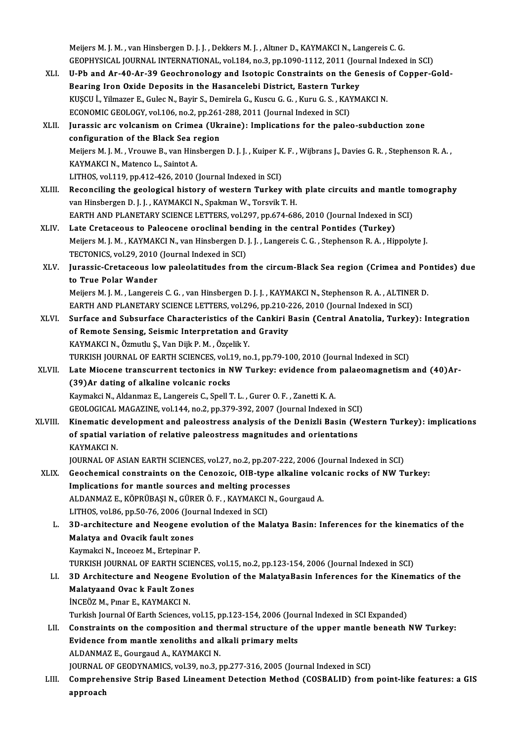Meijers M. J. M. , van Hinsbergen D. J. J. , Dekkers M. J. , Altıner D., KAYMAKCI N., Langereis C. G.
GEOPHYSICAL JOURNAL INTERNATIONAL, vol.184, no.3, pp.1090-1112, 2011 (Journal Indexed in SCI)

XLI. **U-Pb and Ar-40-Ar-39 Geochronology and Isotopic Constraints on the Genesis of Copper-Gold-Bearing Iron Oxide Deposits in the Hasancelebi District, Eastern Turkey**
KUŞCU İ., Yilmazer E., Gulec N., Bayir S., Demirela G., Kuscu G. G. , Kuru G. S. , KAYMAKCI N.
ECONOMIC GEOLOGY, vol.106, no.2, pp.261-288, 2011 (Journal Indexed in SCI)

XLII. **Jurassic arc volcanism on Crimea (Ukraine): Implications for the paleo-subduction zone configuration of the Black Sea region**
Meijers M. J. M. , Vrouwe B., van Hinsbergen D. J. J. , Kuiper K. F. , Wijbrans J., Davies G. R. , Stephenson R. A. , KAYMAKCI N., Matenco L., Saintot A.
LITHOS, vol.119, pp.412-426, 2010 (Journal Indexed in SCI)

XLIII. **Reconciling the geological history of western Turkey with plate circuits and mantle tomography**
van Hinsbergen D. J. J. , KAYMAKCI N., Spakman W., Torsvik T. H.
EARTH AND PLANETARY SCIENCE LETTERS, vol.297, pp.674-686, 2010 (Journal Indexed in SCI)

XLIV. **Late Cretaceous to Paleocene oroclinal bending in the central Pontides (Turkey)**
Meijers M. J. M. , KAYMAKCI N., van Hinsbergen D. J. J. , Langereis C. G. , Stephenson R. A. , Hippolyte J.
TECTONICS, vol.29, 2010 (Journal Indexed in SCI)

XLV. **Jurassic-Cretaceous low paleolatitudes from the circum-Black Sea region (Crimea and Pontides) due to True Polar Wander**
Meijers M. J. M. , Langereis C. G. , van Hinsbergen D. J. J. , KAYMAKCI N., Stephenson R. A. , ALTINER D.
EARTH AND PLANETARY SCIENCE LETTERS, vol.296, pp.210-226, 2010 (Journal Indexed in SCI)

XLVI. **Surface and Subsurface Characteristics of the Cankiri Basin (Central Anatolia, Turkey): Integration of Remote Sensing, Seismic Interpretation and Gravity**
KAYMAKCI N., Özmutlu Ş., Van Dijk P. M. , Özçelik Y.
TURKISH JOURNAL OF EARTH SCIENCES, vol.19, no.1, pp.79-100, 2010 (Journal Indexed in SCI)

XLVII. **Late Miocene transcurrent tectonics in NW Turkey: evidence from palaeomagnetism and (40)Ar-(39)Ar dating of alkaline volcanic rocks**
Kaymakci N., Aldanmaz E., Langereis C., Spell T. L. , Gurer O. F. , Zanetti K. A.
GEOLOGICAL MAGAZINE, vol.144, no.2, pp.379-392, 2007 (Journal Indexed in SCI)

XLVIII. **Kinematic development and paleostress analysis of the Denizli Basin (Western Turkey): implications of spatial variation of relative paleostress magnitudes and orientations**
KAYMAKCI N.
JOURNAL OF ASIAN EARTH SCIENCES, vol.27, no.2, pp.207-222, 2006 (Journal Indexed in SCI)

XLIX. **Geochemical constraints on the Cenozoic, OIB-type alkaline volcanic rocks of NW Turkey: Implications for mantle sources and melting processes**
ALDANMAZ E., KÖPRÜBAŞI N., GÜRER Ö. F. , KAYMAKCI N., Gourgaud A.
LITHOS, vol.86, pp.50-76, 2006 (Journal Indexed in SCI)

L. **3D-architecture and Neogene evolution of the Malatya Basin: Inferences for the kinematics of the Malatya and Ovacik fault zones**
Kaymakci N., Inceoez M., Ertepinar P.
TURKISH JOURNAL OF EARTH SCIENCES, vol.15, no.2, pp.123-154, 2006 (Journal Indexed in SCI)

LI. **3D Architecture and Neogene Evolution of the MalatyaBasin Inferences for the Kinematics of the Malatyaand Ovac k Fault Zones**
İNCEÖZ M., Pınar E., KAYMAKCI N.
Turkish Journal Of Earth Sciences, vol.15, pp.123-154, 2006 (Journal Indexed in SCI Expanded)

LII. **Constraints on the composition and thermal structure of the upper mantle beneath NW Turkey: Evidence from mantle xenoliths and alkali primary melts**
ALDANMAZ E., Gourgaud A., KAYMAKCI N.
JOURNAL OF GEODYNAMICS, vol.39, no.3, pp.277-316, 2005 (Journal Indexed in SCI)

LIII. **Comprehensive Strip Based Lineament Detection Method (COSBALID) from point-like features: a GIS approach**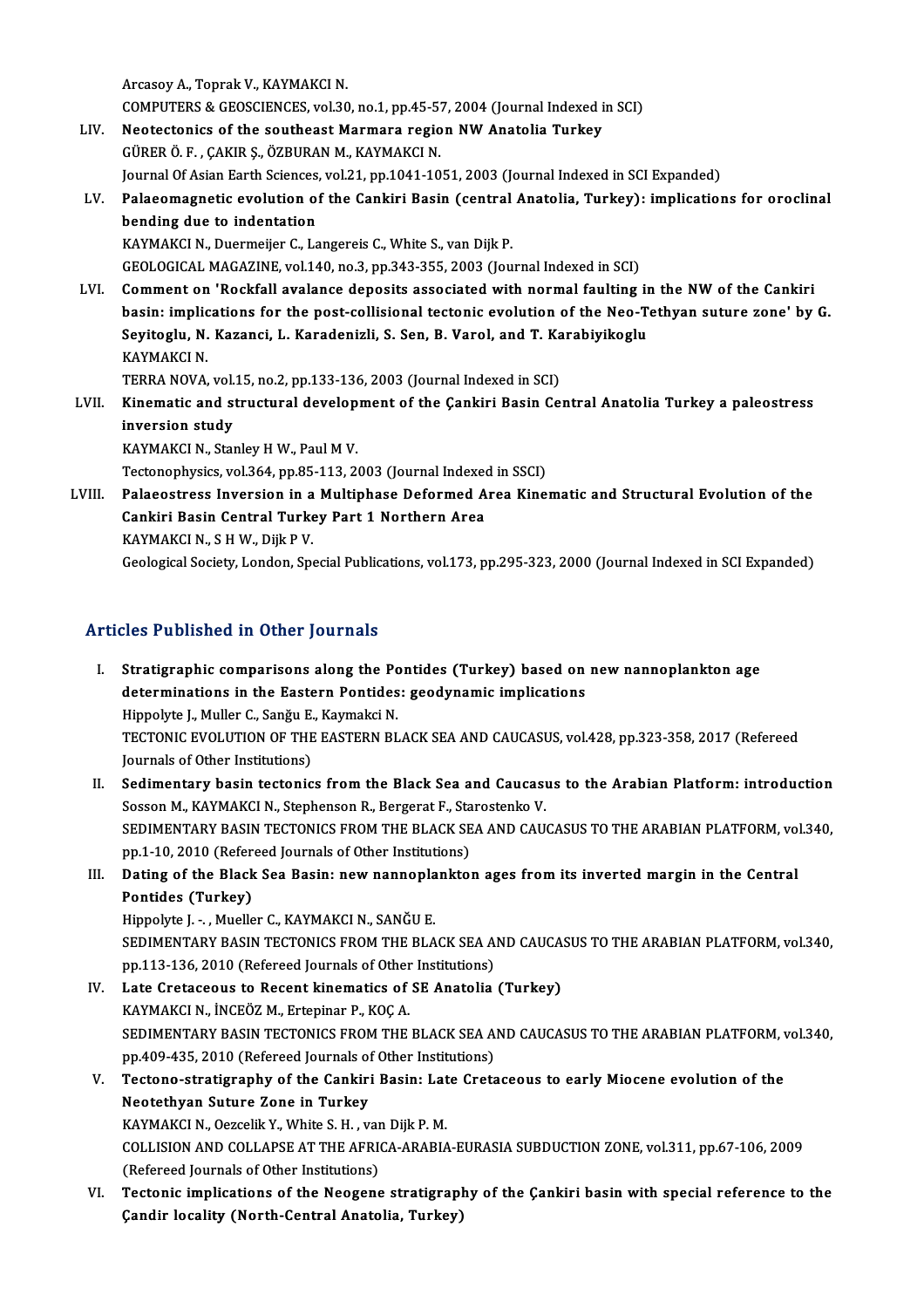Arcasoy A., Toprak V., KAYMAKCI N.
COMPUTERS & GEOSCIENCES, vol.30, no.1, pp.45-57, 2004 (Journal Indexed in SCI)

LIV. **Neotectonics of the southeast Marmara region NW Anatolia Turkey**
GÜRER Ö. F. , ÇAKIR Ş., ÖZBURAN M., KAYMAKCI N.
Journal Of Asian Earth Sciences, vol.21, pp.1041-1051, 2003 (Journal Indexed in SCI Expanded)

LV. **Palaeomagnetic evolution of the Cankiri Basin (central Anatolia, Turkey): implications for oroclinal bending due to indentation**
KAYMAKCI N., Duermeijer C., Langereis C., White S., van Dijk P.
GEOLOGICAL MAGAZINE, vol.140, no.3, pp.343-355, 2003 (Journal Indexed in SCI)

LVI. **Comment on 'Rockfall avalance deposits associated with normal faulting in the NW of the Cankiri basin: implications for the post-collisional tectonic evolution of the Neo-Tethyan suture zone' by G. Seyitoglu, N. Kazanci, L. Karadenizli, S. Sen, B. Varol, and T. Karabiyikoglu**
KAYMAKCI N.
TERRA NOVA, vol.15, no.2, pp.133-136, 2003 (Journal Indexed in SCI)

LVII. **Kinematic and structural development of the Çankiri Basin Central Anatolia Turkey a paleostress inversion study**
KAYMAKCI N., Stanley H W., Paul M V.
Tectonophysics, vol.364, pp.85-113, 2003 (Journal Indexed in SSCI)

LVIII. **Palaeostress Inversion in a Multiphase Deformed Area Kinematic and Structural Evolution of the Cankiri Basin Central Turkey Part 1 Northern Area**
KAYMAKCI N., S H W., Dijk P V.
Geological Society, London, Special Publications, vol.173, pp.295-323, 2000 (Journal Indexed in SCI Expanded)

## Articles Published in Other Journals

I. **Stratigraphic comparisons along the Pontides (Turkey) based on new nannoplankton age determinations in the Eastern Pontides: geodynamic implications**
Hippolyte J., Muller C., Sanğu E., Kaymakci N.
TECTONIC EVOLUTION OF THE EASTERN BLACK SEA AND CAUCASUS, vol.428, pp.323-358, 2017 (Refereed Journals of Other Institutions)

II. **Sedimentary basin tectonics from the Black Sea and Caucasus to the Arabian Platform: introduction**
Sosson M., KAYMAKCI N., Stephenson R., Bergerat F., Starostenko V.
SEDIMENTARY BASIN TECTONICS FROM THE BLACK SEA AND CAUCASUS TO THE ARABIAN PLATFORM, vol.340, pp.1-10, 2010 (Refereed Journals of Other Institutions)

III. **Dating of the Black Sea Basin: new nannoplankton ages from its inverted margin in the Central Pontides (Turkey)**
Hippolyte J. -. , Mueller C., KAYMAKCI N., SANĞU E.
SEDIMENTARY BASIN TECTONICS FROM THE BLACK SEA AND CAUCASUS TO THE ARABIAN PLATFORM, vol.340, pp.113-136, 2010 (Refereed Journals of Other Institutions)

IV. **Late Cretaceous to Recent kinematics of SE Anatolia (Turkey)**
KAYMAKCI N., İNCEÖZ M., Ertepinar P., KOÇ A.
SEDIMENTARY BASIN TECTONICS FROM THE BLACK SEA AND CAUCASUS TO THE ARABIAN PLATFORM, vol.340, pp.409-435, 2010 (Refereed Journals of Other Institutions)

V. **Tectono-stratigraphy of the Cankiri Basin: Late Cretaceous to early Miocene evolution of the Neotethyan Suture Zone in Turkey**
KAYMAKCI N., Oezcelik Y., White S. H. , van Dijk P. M.
COLLISION AND COLLAPSE AT THE AFRICA-ARABIA-EURASIA SUBDUCTION ZONE, vol.311, pp.67-106, 2009 (Refereed Journals of Other Institutions)

VI. **Tectonic implications of the Neogene stratigraphy of the Çankiri basin with special reference to the Çandir locality (North-Central Anatolia, Turkey)**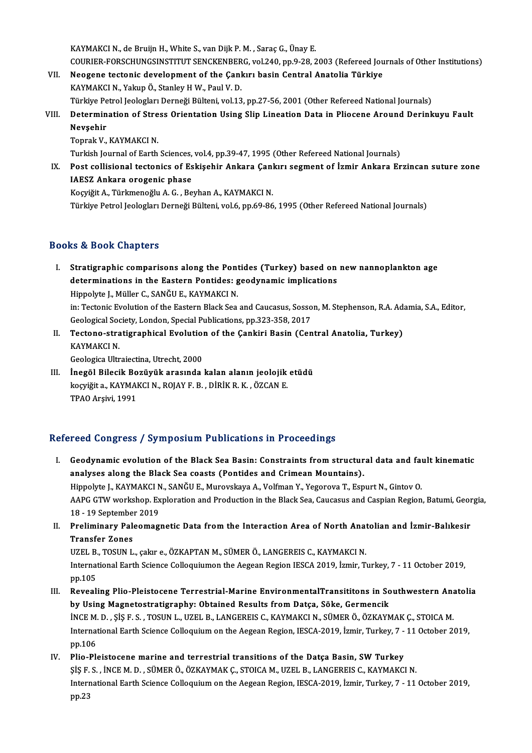KAYMAKCI N., de Bruijn H., White S., van Dijk P. M. , Saraç G., Ünay E.
COURIER-FORSCHUNGSINSTITUT SENCKENBERG, vol.240, pp.9-28, 2003 (Refereed Journals of Other Institutions)

VII. **Neogene tectonic development of the Çankırı basin Central Anatolia Türkiye**
KAYMAKCI N., Yakup Ö., Stanley H W., Paul V. D.
Türkiye Petrol Jeologları Derneği Bülteni, vol.13, pp.27-56, 2001 (Other Refereed National Journals)

VIII. **Determination of Stress Orientation Using Slip Lineation Data in Pliocene Around Derinkuyu Fault Nevşehir**
Toprak V., KAYMAKCI N.
Turkish Journal of Earth Sciences, vol.4, pp.39-47, 1995 (Other Refereed National Journals)

IX. **Post collisional tectonics of Eskişehir Ankara Çankırı segment of İzmir Ankara Erzincan suture zone IAESZ Ankara orogenic phase**
Koçyiğit A., Türkmenoğlu A. G. , Beyhan A., KAYMAKCI N.
Türkiye Petrol Jeologları Derneği Bülteni, vol.6, pp.69-86, 1995 (Other Refereed National Journals)

## Books & Book Chapters

I. **Stratigraphic comparisons along the Pontides (Turkey) based on new nannoplankton age determinations in the Eastern Pontides: geodynamic implications**
Hippolyte J., Müller C., SANĞU E., KAYMAKCI N.
in: Tectonic Evolution of the Eastern Black Sea and Caucasus, Sosson, M. Stephenson, R.A. Adamia, S.A., Editor, Geological Society, London, Special Publications, pp.323-358, 2017

II. **Tectono-stratigraphical Evolution of the Çankiri Basin (Central Anatolia, Turkey)**
KAYMAKCI N.
Geologica Ultraiectina, Utrecht, 2000

III. **İnegöl Bilecik Bozüyük arasında kalan alanın jeolojik etüdü**
koçyiğit a., KAYMAKCI N., ROJAY F. B. , DİRİK R. K. , ÖZCAN E.
TPAO Arşivi, 1991

## Refereed Congress / Symposium Publications in Proceedings

I. **Geodynamic evolution of the Black Sea Basin: Constraints from structural data and fault kinematic analyses along the Black Sea coasts (Pontides and Crimean Mountains).**
Hippolyte J., KAYMAKCI N., SANĞU E., Murovskaya A., Volfman Y., Yegorova T., Espurt N., Gintov O.
AAPG GTW workshop. Exploration and Production in the Black Sea, Caucasus and Caspian Region, Batumi, Georgia, 18 - 19 September 2019

II. **Preliminary Paleomagnetic Data from the Interaction Area of North Anatolian and İzmir-Balıkesir Transfer Zones**
UZEL B., TOSUN L., çakır e., ÖZKAPTAN M., SÜMER Ö., LANGEREIS C., KAYMAKCI N.
International Earth Science Colloquiumon the Aegean Region IESCA 2019, İzmir, Turkey, 7 - 11 October 2019, pp.105

III. **Revealing Plio-Pleistocene Terrestrial-Marine EnvironmentalTransititons in Southwestern Anatolia by Using Magnetostratigraphy: Obtained Results from Datça, Söke, Germencik**
İNCE M. D. , ŞİŞ F. S. , TOSUN L., UZEL B., LANGEREIS C., KAYMAKCI N., SÜMER Ö., ÖZKAYMAK Ç., STOICA M.
International Earth Science Colloquium on the Aegean Region, IESCA-2019, İzmir, Turkey, 7 - 11 October 2019, pp.106

IV. **Plio-Pleistocene marine and terrestrial transitions of the Datça Basin, SW Turkey**
ŞİŞ F. S. , İNCE M. D. , SÜMER Ö., ÖZKAYMAK Ç., STOICA M., UZEL B., LANGEREIS C., KAYMAKCI N.
International Earth Science Colloquium on the Aegean Region, IESCA-2019, İzmir, Turkey, 7 - 11 October 2019, pp.23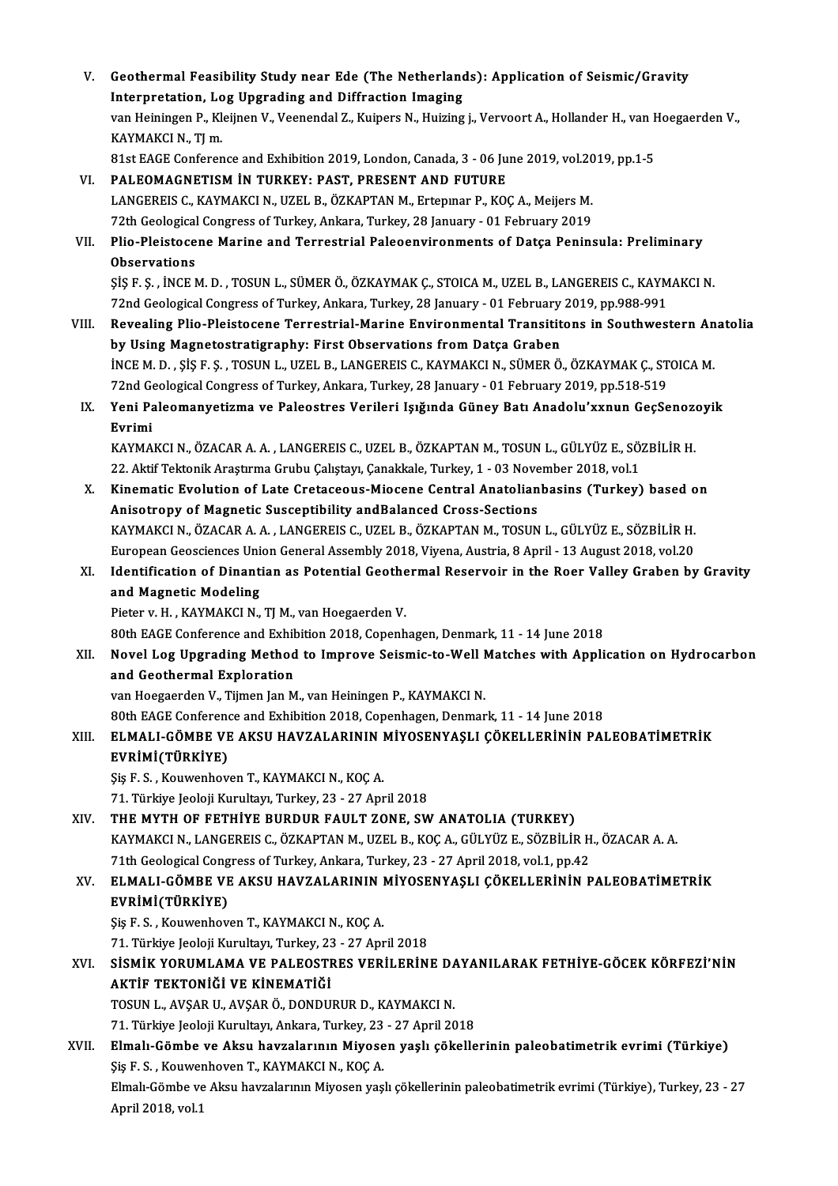V. **Geothermal Feasibility Study near Ede (The Netherlands): Application of Seismic/Gravity Interpretation, Log Upgrading and Diffraction Imaging**
van Heiningen P., Kleijnen V., Veenendal Z., Kuipers N., Huizing j., Vervoort A., Hollander H., van Hoegaerden V., KAYMAKCI N., TJ m.
81st EAGE Conference and Exhibition 2019, London, Canada, 3 - 06 June 2019, vol.2019, pp.1-5

VI. **PALEOMAGNETISM İN TURKEY: PAST, PRESENT AND FUTURE**
LANGEREIS C., KAYMAKCI N., UZEL B., ÖZKAPTAN M., Ertepınar P., KOÇ A., Meijers M.
72th Geological Congress of Turkey, Ankara, Turkey, 28 January - 01 February 2019

VII. **Plio-Pleistocene Marine and Terrestrial Paleoenvironments of Datça Peninsula: Preliminary Observations**
ŞİŞ F. Ş. , İNCE M. D. , TOSUN L., SÜMER Ö., ÖZKAYMAK Ç., STOICA M., UZEL B., LANGEREIS C., KAYMAKCI N.
72nd Geological Congress of Turkey, Ankara, Turkey, 28 January - 01 February 2019, pp.988-991

VIII. **Revealing Plio-Pleistocene Terrestrial-Marine Environmental Transititons in Southwestern Anatolia by Using Magnetostratigraphy: First Observations from Datça Graben**
İNCE M. D. , ŞİŞ F. Ş. , TOSUN L., UZEL B., LANGEREIS C., KAYMAKCI N., SÜMER Ö., ÖZKAYMAK Ç., STOICA M.
72nd Geological Congress of Turkey, Ankara, Turkey, 28 January - 01 February 2019, pp.518-519

IX. **Yeni Paleomanyetizma ve Paleostres Verileri Işığında Güney Batı Anadolu'xxnun GeçSenozoyik Evrimi**
KAYMAKCI N., ÖZACAR A. A. , LANGEREIS C., UZEL B., ÖZKAPTAN M., TOSUN L., GÜLYÜZ E., SÖZBİLİR H.
22. Aktif Tektonik Araştırma Grubu Çalıştayı, Çanakkale, Turkey, 1 - 03 November 2018, vol.1

X. **Kinematic Evolution of Late Cretaceous-Miocene Central Anatolianbasins (Turkey) based on Anisotropy of Magnetic Susceptibility andBalanced Cross-Sections**
KAYMAKCI N., ÖZACAR A. A. , LANGEREIS C., UZEL B., ÖZKAPTAN M., TOSUN L., GÜLYÜZ E., SÖZBİLİR H.
European Geosciences Union General Assembly 2018, Viyena, Austria, 8 April - 13 August 2018, vol.20

XI. **Identification of Dinantian as Potential Geothermal Reservoir in the Roer Valley Graben by Gravity and Magnetic Modeling**
Pieter v. H. , KAYMAKCI N., TJ M., van Hoegaerden V.
80th EAGE Conference and Exhibition 2018, Copenhagen, Denmark, 11 - 14 June 2018

XII. **Novel Log Upgrading Method to Improve Seismic-to-Well Matches with Application on Hydrocarbon and Geothermal Exploration**
van Hoegaerden V., Tijmen Jan M., van Heiningen P., KAYMAKCI N.
80th EAGE Conference and Exhibition 2018, Copenhagen, Denmark, 11 - 14 June 2018

XIII. **ELMALI-GÖMBE VE AKSU HAVZALARININ MİYOSENYAŞLI ÇÖKELLERİNİN PALEOBATİMETRİK EVRİMİ(TÜRKİYE)**
Şiş F. S. , Kouwenhoven T., KAYMAKCI N., KOÇ A.
71. Türkiye Jeoloji Kurultayı, Turkey, 23 - 27 April 2018

XIV. **THE MYTH OF FETHİYE BURDUR FAULT ZONE, SW ANATOLIA (TURKEY)**
KAYMAKCI N., LANGEREIS C., ÖZKAPTAN M., UZEL B., KOÇ A., GÜLYÜZ E., SÖZBİLİR H., ÖZACAR A. A.
71th Geological Congress of Turkey, Ankara, Turkey, 23 - 27 April 2018, vol.1, pp.42

XV. **ELMALI-GÖMBE VE AKSU HAVZALARININ MİYOSENYAŞLI ÇÖKELLERİNİN PALEOBATİMETRİK EVRİMİ(TÜRKİYE)**
Şiş F. S. , Kouwenhoven T., KAYMAKCI N., KOÇ A.
71. Türkiye Jeoloji Kurultayı, Turkey, 23 - 27 April 2018

XVI. **SİSMİK YORUMLAMA VE PALEOSTRES VERİLERİNE DAYANILARAK FETHİYE-GÖCEK KÖRFEZİ'NİN AKTİF TEKTONİĞİ VE KİNEMATİĞİ**
TOSUN L., AVŞAR U., AVŞAR Ö., DONDURUR D., KAYMAKCI N.
71. Türkiye Jeoloji Kurultayı, Ankara, Turkey, 23 - 27 April 2018

XVII. **Elmalı-Gömbe ve Aksu havzalarının Miyosen yaşlı çökellerinin paleobatimetrik evrimi (Türkiye)**
Şiş F. S. , Kouwenhoven T., KAYMAKCI N., KOÇ A.
Elmalı-Gömbe ve Aksu havzalarının Miyosen yaşlı çökellerinin paleobatimetrik evrimi (Türkiye), Turkey, 23 - 27 April 2018, vol.1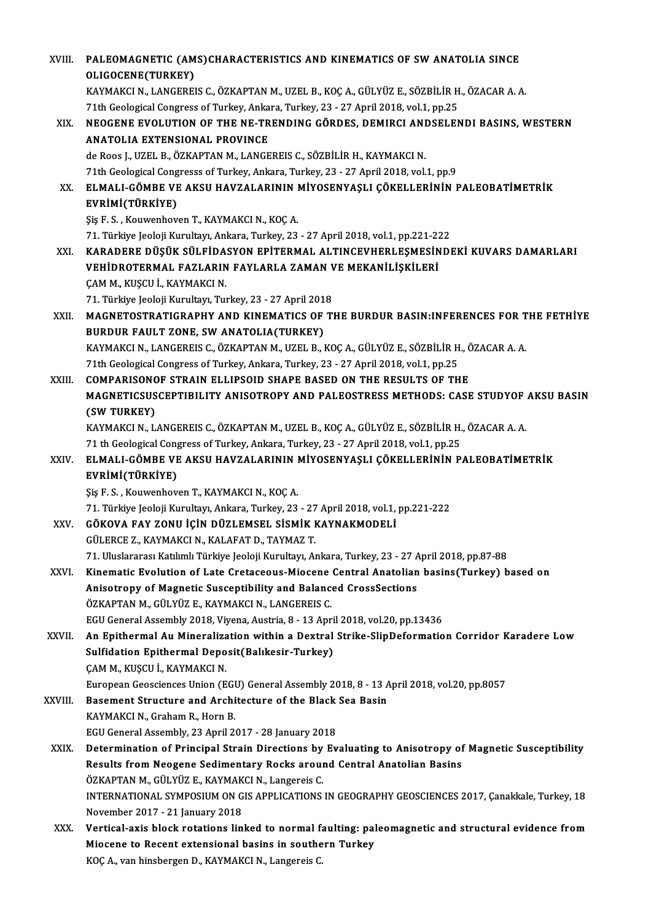XVIII. **PALEOMAGNETIC (AMS)CHARACTERISTICS AND KINEMATICS OF SW ANATOLIA SINCE OLIGOCENE(TURKEY)**
KAYMAKCI N., LANGEREIS C., ÖZKAPTAN M., UZEL B., KOÇ A., GÜLYÜZ E., SÖZBİLİR H., ÖZACAR A. A.
71th Geological Congress of Turkey, Ankara, Turkey, 23 - 27 April 2018, vol.1, pp.25

XIX. **NEOGENE EVOLUTION OF THE NE-TRENDING GÖRDES, DEMIRCI ANDSELENDI BASINS, WESTERN ANATOLIA EXTENSIONAL PROVINCE**
de Roos J., UZEL B., ÖZKAPTAN M., LANGEREIS C., SÖZBİLİR H., KAYMAKCI N.
71th Geological Congresss of Turkey, Ankara, Turkey, 23 - 27 April 2018, vol.1, pp.9

XX. **ELMALI-GÖMBE VE AKSU HAVZALARININ MİYOSENYAŞLI ÇÖKELLERİNİN PALEOBATİMETRİK EVRİMİ(TÜRKİYE)**
Şiş F. S. , Kouwenhoven T., KAYMAKCI N., KOÇ A.
71. Türkiye Jeoloji Kurultayı, Ankara, Turkey, 23 - 27 April 2018, vol.1, pp.221-222

XXI. **KARADERE DÜŞÜK SÜLFİDASYON EPİTERMAL ALTINCEVHERLEŞMESİNDEKİ KUVARS DAMARLARI VEHİDROTERMAL FAZLARIN FAYLARLA ZAMAN VE MEKANİLİŞKİLERİ**
ÇAM M., KUŞCU İ., KAYMAKCI N.
71. Türkiye Jeoloji Kurultayı, Turkey, 23 - 27 April 2018

XXII. **MAGNETOSTRATIGRAPHY AND KINEMATICS OF THE BURDUR BASIN:INFERENCES FOR THE FETHİYE BURDUR FAULT ZONE, SW ANATOLIA(TURKEY)**
KAYMAKCI N., LANGEREIS C., ÖZKAPTAN M., UZEL B., KOÇ A., GÜLYÜZ E., SÖZBİLİR H., ÖZACAR A. A.
71th Geological Congress of Turkey, Ankara, Turkey, 23 - 27 April 2018, vol.1, pp.25

XXIII. **COMPARISONOF STRAIN ELLIPSOID SHAPE BASED ON THE RESULTS OF THE MAGNETICSUSCEPTIBILITY ANISOTROPY AND PALEOSTRESS METHODS: CASE STUDYOF AKSU BASIN (SW TURKEY)**
KAYMAKCI N., LANGEREIS C., ÖZKAPTAN M., UZEL B., KOÇ A., GÜLYÜZ E., SÖZBİLİR H., ÖZACAR A. A.
71 th Geological Congress of Turkey, Ankara, Turkey, 23 - 27 April 2018, vol.1, pp.25

XXIV. **ELMALI-GÖMBE VE AKSU HAVZALARININ MİYOSENYAŞLI ÇÖKELLERİNİN PALEOBATİMETRİK EVRİMİ(TÜRKİYE)**
Şiş F. S. , Kouwenhoven T., KAYMAKCI N., KOÇ A.
71. Türkiye Jeoloji Kurultayı, Ankara, Turkey, 23 - 27 April 2018, vol.1, pp.221-222

XXV. **GÖKOVA FAY ZONU İÇİN DÜZLEMSEL SİSMİK KAYNAKMODELİ**
GÜLERCE Z., KAYMAKCI N., KALAFAT D., TAYMAZ T.
71. Uluslararası Katılımlı Türkiye Jeoloji Kurultayı, Ankara, Turkey, 23 - 27 April 2018, pp.87-88

XXVI. **Kinematic Evolution of Late Cretaceous-Miocene Central Anatolian basins(Turkey) based on Anisotropy of Magnetic Susceptibility and Balanced CrossSections**
ÖZKAPTAN M., GÜLYÜZ E., KAYMAKCI N., LANGEREIS C.
EGU General Assembly 2018, Viyena, Austria, 8 - 13 April 2018, vol.20, pp.13436

XXVII. **An Epithermal Au Mineralization within a Dextral Strike-SlipDeformation Corridor Karadere Low Sulfidation Epithermal Deposit(Balıkesir-Turkey)**
ÇAM M., KUŞCU İ., KAYMAKCI N.
European Geosciences Union (EGU) General Assembly 2018, 8 - 13 April 2018, vol.20, pp.8057

XXVIII. **Basement Structure and Architecture of the Black Sea Basin**
KAYMAKCI N., Graham R., Horn B.
EGU General Assembly, 23 April 2017 - 28 January 2018

XXIX. **Determination of Principal Strain Directions by Evaluating to Anisotropy of Magnetic Susceptibility Results from Neogene Sedimentary Rocks around Central Anatolian Basins**
ÖZKAPTAN M., GÜLYÜZ E., KAYMAKCI N., Langereis C.
INTERNATIONAL SYMPOSIUM ON GIS APPLICATIONS IN GEOGRAPHY GEOSCIENCES 2017, Çanakkale, Turkey, 18 November 2017 - 21 January 2018

XXX. **Vertical-axis block rotations linked to normal faulting: paleomagnetic and structural evidence from Miocene to Recent extensional basins in southern Turkey**
KOÇ A., van hinsbergen D., KAYMAKCI N., Langereis C.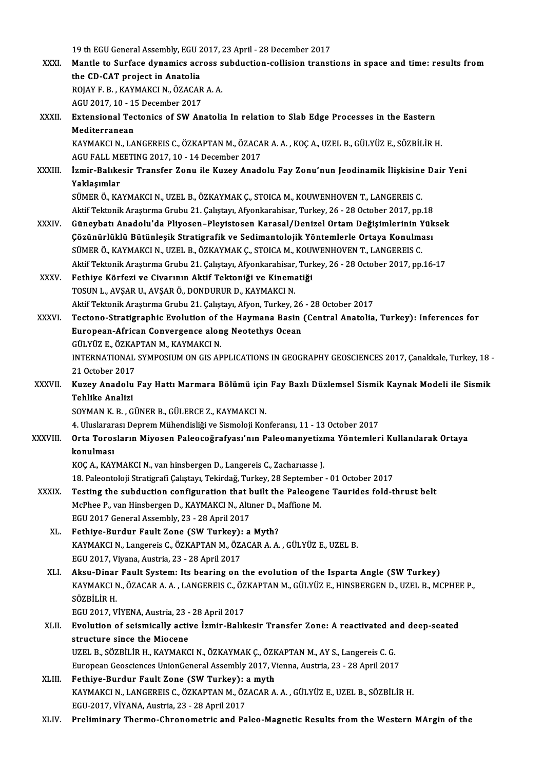19 th EGU General Assembly, EGU 2017, 23 April - 28 December 2017

XXXI. **Mantle to Surface dynamics across subduction-collision transtions in space and time: results from the CD-CAT project in Anatolia**
ROJAY F. B. , KAYMAKCI N., ÖZACAR A. A.
AGU 2017, 10 - 15 December 2017

XXXII. **Extensional Tectonics of SW Anatolia In relation to Slab Edge Processes in the Eastern Mediterranean**
KAYMAKCI N., LANGEREIS C., ÖZKAPTAN M., ÖZACAR A. A. , KOÇ A., UZEL B., GÜLYÜZ E., SÖZBİLİR H.
AGU FALL MEETING 2017, 10 - 14 December 2017

XXXIII. **İzmir-Balıkesir Transfer Zonu ile Kuzey Anadolu Fay Zonu'nun Jeodinamik İlişkisine Dair Yeni Yaklaşımlar**
SÜMER Ö., KAYMAKCI N., UZEL B., ÖZKAYMAK Ç., STOICA M., KOUWENHOVEN T., LANGEREIS C.
Aktif Tektonik Araştırma Grubu 21. Çalıştayı, Afyonkarahisar, Turkey, 26 - 28 October 2017, pp.18

XXXIV. **Güneybatı Anadolu'da Pliyosen–Pleyistosen Karasal/Denizel Ortam Değişimlerinin Yüksek Çözünürlüklü Bütünleşik Stratigrafik ve Sedimantolojik Yöntemlerle Ortaya Konulması**
SÜMER Ö., KAYMAKCI N., UZEL B., ÖZKAYMAK Ç., STOICA M., KOUWENHOVEN T., LANGEREIS C.
Aktif Tektonik Araştırma Grubu 21. Çalıştayı, Afyonkarahisar, Turkey, 26 - 28 October 2017, pp.16-17

XXXV. **Fethiye Körfezi ve Civarının Aktif Tektoniği ve Kinematiği**
TOSUN L., AVŞAR U., AVŞAR Ö., DONDURUR D., KAYMAKCI N.
Aktif Tektonik Araştırma Grubu 21. Çalıştayı, Afyon, Turkey, 26 - 28 October 2017

XXXVI. **Tectono-Stratigraphic Evolution of the Haymana Basin (Central Anatolia, Turkey): Inferences for European-African Convergence along Neotethys Ocean**
GÜLYÜZ E., ÖZKAPTAN M., KAYMAKCI N.
INTERNATIONAL SYMPOSIUM ON GIS APPLICATIONS IN GEOGRAPHY GEOSCIENCES 2017, Çanakkale, Turkey, 18 - 21 October 2017

XXXVII. **Kuzey Anadolu Fay Hattı Marmara Bölümü için Fay Bazlı Düzlemsel Sismik Kaynak Modeli ile Sismik Tehlike Analizi**
SOYMAN K. B. , GÜNER B., GÜLERCE Z., KAYMAKCI N.
4. Uluslararası Deprem Mühendisliği ve Sismoloji Konferansı, 11 - 13 October 2017

XXXVIII. **Orta Torosların Miyosen Paleocoğrafyası'nın Paleomanyetizma Yöntemleri Kullanılarak Ortaya konulması**
KOÇ A., KAYMAKCI N., van hinsbergen D., Langereis C., Zachariasse J.
18. Paleontoloji Stratigrafi Çalıştayı, Tekirdağ, Turkey, 28 September - 01 October 2017

XXXIX. **Testing the subduction configuration that built the Paleogene Taurides fold-thrust belt**
McPhee P., van Hinsbergen D., KAYMAKCI N., Altıner D., Maffione M.
EGU 2017 General Assembly, 23 - 28 April 2017

XL. **Fethiye-Burdur Fault Zone (SW Turkey): a Myth?**
KAYMAKCI N., Langereis C., ÖZKAPTAN M., ÖZACAR A. A. , GÜLYÜZ E., UZEL B.
EGU 2017, Viyana, Austria, 23 - 28 April 2017

XLI. **Aksu-Dinar Fault System: Its bearing on the evolution of the Isparta Angle (SW Turkey)**
KAYMAKCI N., ÖZACAR A. A. , LANGEREIS C., ÖZKAPTAN M., GÜLYÜZ E., HINSBERGEN D., UZEL B., MCPHEE P., SÖZBİLİR H.
EGU 2017, VİYENA, Austria, 23 - 28 April 2017

XLII. **Evolution of seismically active İzmir-Balıkesir Transfer Zone: A reactivated and deep-seated structure since the Miocene**
UZEL B., SÖZBİLİR H., KAYMAKCI N., ÖZKAYMAK Ç., ÖZKAPTAN M., AY S., Langereis C. G.
European Geosciences UnionGeneral Assembly 2017, Vienna, Austria, 23 - 28 April 2017

XLIII. **Fethiye-Burdur Fault Zone (SW Turkey): a myth**
KAYMAKCI N., LANGEREIS C., ÖZKAPTAN M., ÖZACAR A. A. , GÜLYÜZ E., UZEL B., SÖZBİLİR H.
EGU-2017, VİYANA, Austria, 23 - 28 April 2017

XLIV. **Preliminary Thermo-Chronometric and Paleo-Magnetic Results from the Western MArgin of the**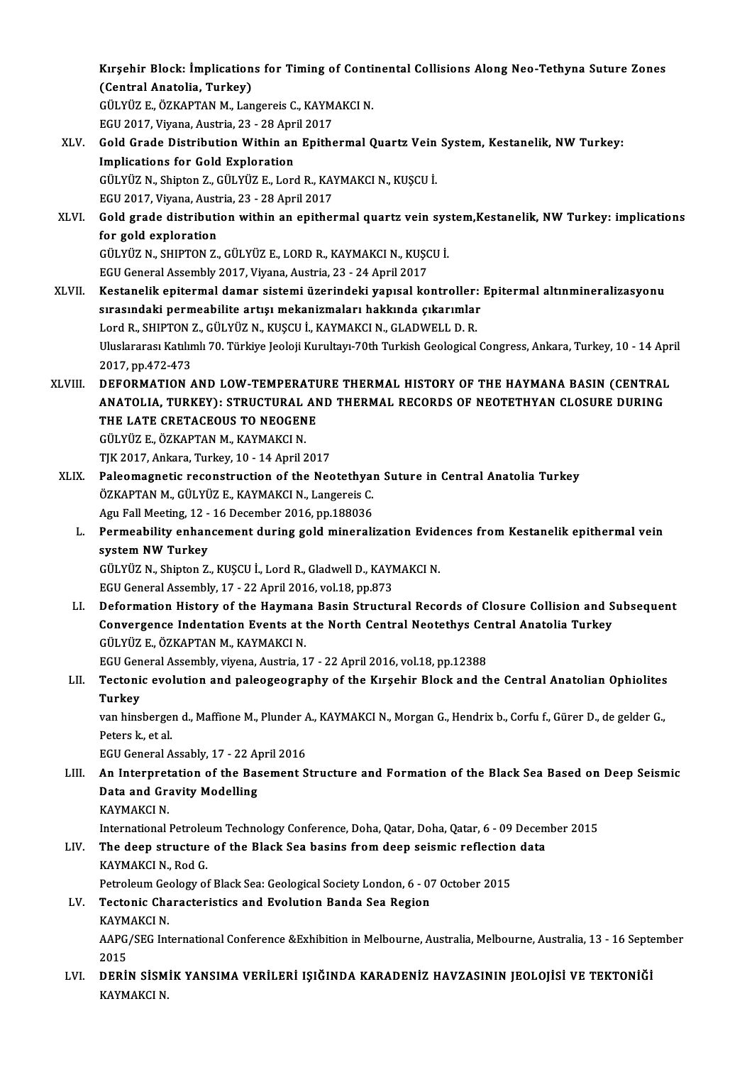Kırşehir Block: İmplications for Timing of Continental Collisions Along Neo-Tethyna Suture Zones (Central Anatolia, Turkey)
GÜLYÜZ E., ÖZKAPTAN M., Langereis C., KAYMAKCI N.
EGU 2017, Viyana, Austria, 23 - 28 April 2017

XLV. **Gold Grade Distribution Within an Epithermal Quartz Vein System, Kestanelik, NW Turkey: Implications for Gold Exploration**
GÜLYÜZ N., Shipton Z., GÜLYÜZ E., Lord R., KAYMAKCI N., KUŞCU İ.
EGU 2017, Viyana, Austria, 23 - 28 April 2017

XLVI. **Gold grade distribution within an epithermal quartz vein system,Kestanelik, NW Turkey: implications for gold exploration**
GÜLYÜZ N., SHIPTON Z., GÜLYÜZ E., LORD R., KAYMAKCI N., KUŞCU İ.
EGU General Assembly 2017, Viyana, Austria, 23 - 24 April 2017

XLVII. **Kestanelik epitermal damar sistemi üzerindeki yapısal kontroller: Epitermal altınmineralizasyonu sırasındaki permeabilite artışı mekanizmaları hakkında çıkarımlar**
Lord R., SHIPTON Z., GÜLYÜZ N., KUŞCU İ., KAYMAKCI N., GLADWELL D. R.
Uluslararası Katılımlı 70. Türkiye Jeoloji Kurultayı-70th Turkish Geological Congress, Ankara, Turkey, 10 - 14 April 2017, pp.472-473

XLVIII. **DEFORMATION AND LOW-TEMPERATURE THERMAL HISTORY OF THE HAYMANA BASIN (CENTRAL ANATOLIA, TURKEY): STRUCTURAL AND THERMAL RECORDS OF NEOTETHYAN CLOSURE DURING THE LATE CRETACEOUS TO NEOGENE**
GÜLYÜZ E., ÖZKAPTAN M., KAYMAKCI N.
TJK 2017, Ankara, Turkey, 10 - 14 April 2017

XLIX. **Paleomagnetic reconstruction of the Neotethyan Suture in Central Anatolia Turkey**
ÖZKAPTAN M., GÜLYÜZ E., KAYMAKCI N., Langereis C.
Agu Fall Meeting, 12 - 16 December 2016, pp.188036

L. **Permeability enhancement during gold mineralization Evidences from Kestanelik epithermal vein system NW Turkey**
GÜLYÜZ N., Shipton Z., KUŞCU İ., Lord R., Gladwell D., KAYMAKCI N.
EGU General Assembly, 17 - 22 April 2016, vol.18, pp.873

LI. **Deformation History of the Haymana Basin Structural Records of Closure Collision and Subsequent Convergence Indentation Events at the North Central Neotethys Central Anatolia Turkey**
GÜLYÜZ E., ÖZKAPTAN M., KAYMAKCI N.
EGU General Assembly, viyena, Austria, 17 - 22 April 2016, vol.18, pp.12388

LII. **Tectonic evolution and paleogeography of the Kırşehir Block and the Central Anatolian Ophiolites Turkey**
van hinsbergen d., Maffione M., Plunder A., KAYMAKCI N., Morgan G., Hendrix b., Corfu f., Gürer D., de gelder G., Peters k., et al.
EGU General Assably, 17 - 22 April 2016

LIII. **An Interpretation of the Basement Structure and Formation of the Black Sea Based on Deep Seismic Data and Gravity Modelling**
KAYMAKCI N.
International Petroleum Technology Conference, Doha, Qatar, Doha, Qatar, 6 - 09 December 2015

LIV. **The deep structure of the Black Sea basins from deep seismic reflection data**
KAYMAKCI N., Rod G.
Petroleum Geology of Black Sea: Geological Society London, 6 - 07 October 2015

LV. **Tectonic Characteristics and Evolution Banda Sea Region**
KAYMAKCI N.
AAPG/SEG International Conference &Exhibition in Melbourne, Australia, Melbourne, Australia, 13 - 16 September 2015

LVI. **DERİN SİSMİK YANSIMA VERİLERİ IŞIĞINDA KARADENİZ HAVZASININ JEOLOJİSİ VE TEKTONİĞİ**
KAYMAKCI N.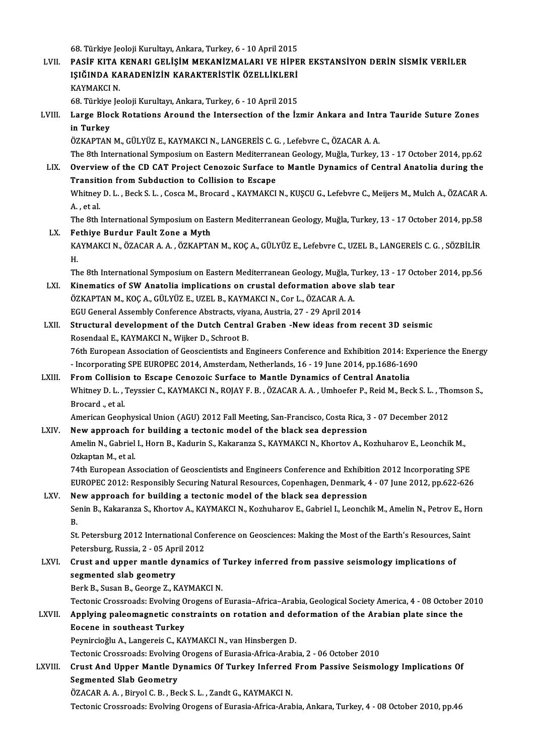68. Türkiye Jeoloji Kurultayı, Ankara, Turkey, 6 - 10 April 2015

LVII. **PASİF KITA KENARI GELİŞİM MEKANİZMALARI VE HİPER EKSTANSİYON DERİN SİSMİK VERİLER IŞIĞINDA KARADENİZİN KARAKTERİSTİK ÖZELLİKLERİ**
KAYMAKCI N.
68. Türkiye Jeoloji Kurultayı, Ankara, Turkey, 6 - 10 April 2015

LVIII. **Large Block Rotations Around the Intersection of the İzmir Ankara and Intra Tauride Suture Zones in Turkey**
ÖZKAPTAN M., GÜLYÜZ E., KAYMAKCI N., LANGEREİS C. G. , Lefebvre C., ÖZACAR A. A.
The 8th International Symposium on Eastern Mediterranean Geology, Muğla, Turkey, 13 - 17 October 2014, pp.62

LIX. **Overview of the CD CAT Project Cenozoic Surface to Mantle Dynamics of Central Anatolia during the Transition from Subduction to Collision to Escape**
Whitney D. L. , Beck S. L. , Cosca M., Brocard ., KAYMAKCI N., KUŞCU G., Lefebvre C., Meijers M., Mulch A., ÖZACAR A. A. , et al.
The 8th International Symposium on Eastern Mediterranean Geology, Muğla, Turkey, 13 - 17 October 2014, pp.58

LX. **Fethiye Burdur Fault Zone a Myth**
KAYMAKCI N., ÖZACAR A. A. , ÖZKAPTAN M., KOÇ A., GÜLYÜZ E., Lefebvre C., UZEL B., LANGEREİS C. G. , SÖZBİLİR H.
The 8th International Symposium on Eastern Mediterranean Geology, Muğla, Turkey, 13 - 17 October 2014, pp.56

LXI. **Kinematics of SW Anatolia implications on crustal deformation above slab tear**
ÖZKAPTAN M., KOÇ A., GÜLYÜZ E., UZEL B., KAYMAKCI N., Cor L., ÖZACAR A. A.
EGU General Assembly Conference Abstracts, viyana, Austria, 27 - 29 April 2014

LXII. **Structural development of the Dutch Central Graben -New ideas from recent 3D seismic**
Rosendaal E., KAYMAKCI N., Wijker D., Schroot B.
76th European Association of Geoscientists and Engineers Conference and Exhibition 2014: Experience the Energy - Incorporating SPE EUROPEC 2014, Amsterdam, Netherlands, 16 - 19 June 2014, pp.1686-1690

LXIII. **From Collision to Escape Cenozoic Surface to Mantle Dynamics of Central Anatolia**
Whitney D. L. , Teyssier C., KAYMAKCI N., ROJAY F. B. , ÖZACAR A. A. , Umhoefer P., Reid M., Beck S. L. , Thomson S., Brocard ., et al.
American Geophysical Union (AGU) 2012 Fall Meeting, San-Francisco, Costa Rica, 3 - 07 December 2012

LXIV. **New approach for building a tectonic model of the black sea depression**
Amelin N., Gabriel I., Horn B., Kadurin S., Kakaranza S., KAYMAKCI N., Khortov A., Kozhuharov E., Leonchik M., Ozkaptan M., et al.
74th European Association of Geoscientists and Engineers Conference and Exhibition 2012 Incorporating SPE EUROPEC 2012: Responsibly Securing Natural Resources, Copenhagen, Denmark, 4 - 07 June 2012, pp.622-626

LXV. **New approach for building a tectonic model of the black sea depression**
Senin B., Kakaranza S., Khortov A., KAYMAKCI N., Kozhuharov E., Gabriel I., Leonchik M., Amelin N., Petrov E., Horn B.
St. Petersburg 2012 International Conference on Geosciences: Making the Most of the Earth's Resources, Saint Petersburg, Russia, 2 - 05 April 2012

LXVI. **Crust and upper mantle dynamics of Turkey inferred from passive seismology implications of segmented slab geometry**
Berk B., Susan B., George Z., KAYMAKCI N.
Tectonic Crossroads: Evolving Orogens of Eurasia–Africa–Arabia, Geological Society America, 4 - 08 October 2010

LXVII. **Applying paleomagnetic constraints on rotation and deformation of the Arabian plate since the Eocene in southeast Turkey**
Peynircioğlu A., Langereis C., KAYMAKCI N., van Hinsbergen D.
Tectonic Crossroads: Evolving Orogens of Eurasia-Africa-Arabia, 2 - 06 October 2010

LXVIII. **Crust And Upper Mantle Dynamics Of Turkey Inferred From Passive Seismology Implications Of Segmented Slab Geometry**
ÖZACAR A. A. , Biryol C. B. , Beck S. L. , Zandt G., KAYMAKCI N.
Tectonic Crossroads: Evolving Orogens of Eurasia-Africa-Arabia, Ankara, Turkey, 4 - 08 October 2010, pp.46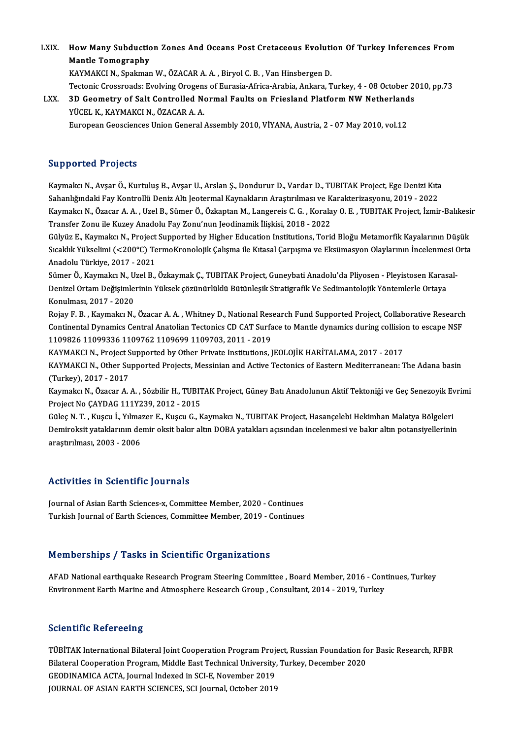LXIX. **How Many Subduction Zones And Oceans Post Cretaceous Evolution Of Turkey Inferences From Mantle Tomography**
KAYMAKCI N., Spakman W., ÖZACAR A. A. , Biryol C. B. , Van Hinsbergen D.
Tectonic Crossroads: Evolving Orogens of Eurasia-Africa-Arabia, Ankara, Turkey, 4 - 08 October 2010, pp.73

LXX. **3D Geometry of Salt Controlled Normal Faults on Friesland Platform NW Netherlands**
YÜCEL K., KAYMAKCI N., ÖZACAR A. A.
European Geosciences Union General Assembly 2010, VİYANA, Austria, 2 - 07 May 2010, vol.12

## Supported Projects

Kaymakcı N., Avşar Ö., Kurtuluş B., Avşar U., Arslan Ş., Dondurur D., Vardar D., TUBITAK Project, Ege Denizi Kıta Sahanlığındaki Fay Kontrollü Deniz Altı Jeotermal Kaynakların Araştırılması ve Karakterizasyonu, 2019 - 2022

Kaymakcı N., Özacar A. A. , Uzel B., Sümer Ö., Özkaptan M., Langereis C. G. , Koralay O. E. , TUBITAK Project, İzmir-Balıkesir Transfer Zonu ile Kuzey Anadolu Fay Zonu'nun Jeodinamik İlişkisi, 2018 - 2022

Gülyüz E., Kaymakcı N., Project Supported by Higher Education Institutions, Torid Bloğu Metamorfik Kayalarının Düşük Sıcaklık Yükselimi (<200°C) TermoKronolojik Çalışma ile Kıtasal Çarpışma ve Eksümasyon Olaylarının İncelenmesi Orta Anadolu Türkiye, 2017 - 2021

Sümer Ö., Kaymakcı N., Uzel B., Özkaymak Ç., TUBITAK Project, Guneybati Anadolu'da Pliyosen - Pleyistosen Karasal-Denizel Ortam Değişimlerinin Yüksek çözünürlüklü Bütünleşik Stratigrafik Ve Sedimantolojik Yöntemlerle Ortaya Konulması, 2017 - 2020

Rojay F. B. , Kaymakcı N., Özacar A. A. , Whitney D., National Research Fund Supported Project, Collaborative Research Continental Dynamics Central Anatolian Tectonics CD CAT Surface to Mantle dynamics during collision to escape NSF 1109826 11099336 1109762 1109699 1109703, 2011 - 2019

KAYMAKCI N., Project Supported by Other Private Institutions, JEOLOJİK HARİTALAMA, 2017 - 2017

KAYMAKCI N., Other Supported Projects, Messinian and Active Tectonics of Eastern Mediterranean: The Adana basin (Turkey), 2017 - 2017

Kaymakcı N., Özacar A. A. , Sözbilir H., TUBITAK Project, Güney Batı Anadolunun Aktif Tektoniği ve Geç Senezoyik Evrimi Project No ÇAYDAG 111Y239, 2012 - 2015

Güleç N. T. , Kuşcu İ., Yılmazer E., Kuşcu G., Kaymakcı N., TUBITAK Project, Hasançelebi Hekimhan Malatya Bölgeleri Demiroksit yataklarının demir oksit bakır altın DOBA yatakları açısından incelenmesi ve bakır altın potansiyellerinin araştırılması, 2003 - 2006

## Activities in Scientific Journals

Journal of Asian Earth Sciences-x, Committee Member, 2020 - Continues
Turkish Journal of Earth Sciences, Committee Member, 2019 - Continues

## Memberships / Tasks in Scientific Organizations

AFAD National earthquake Research Program Steering Committee , Board Member, 2016 - Continues, Turkey
Environment Earth Marine and Atmosphere Research Group , Consultant, 2014 - 2019, Turkey

## Scientific Refereeing

TÜBİTAK International Bilateral Joint Cooperation Program Project, Russian Foundation for Basic Research, RFBR Bilateral Cooperation Program, Middle East Technical University, Turkey, December 2020
GEODINAMICA ACTA, Journal Indexed in SCI-E, November 2019
JOURNAL OF ASIAN EARTH SCIENCES, SCI Journal, October 2019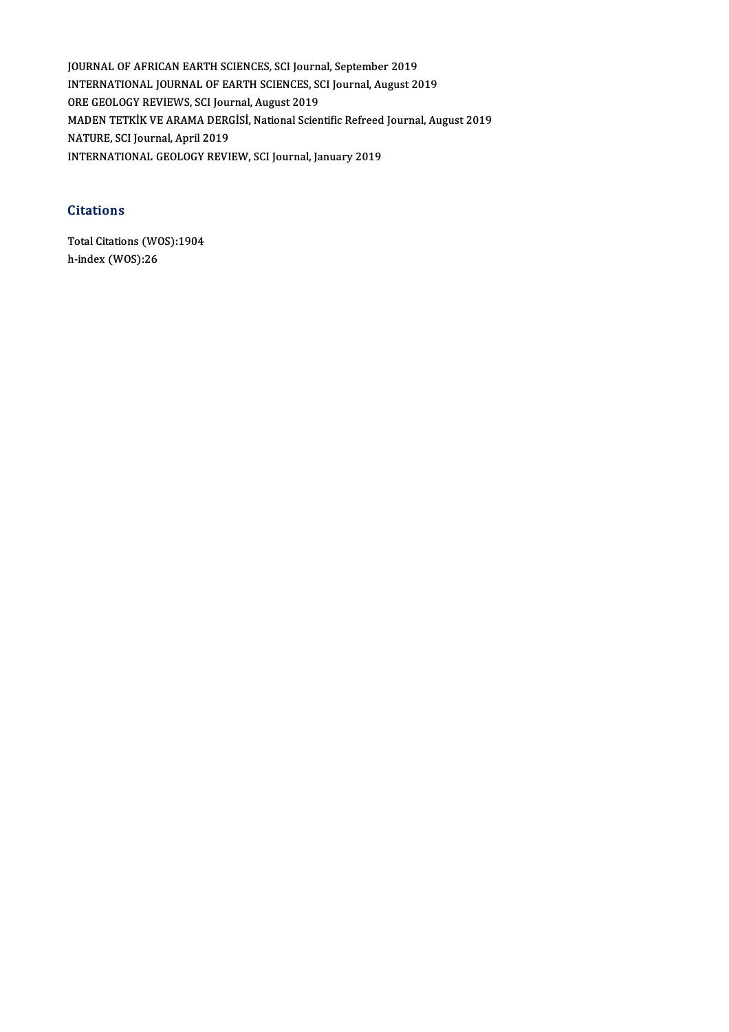JOURNAL OF AFRICAN EARTH SCIENCES, SCI Journal, September 2019
INTERNATIONAL JOURNAL OF EARTH SCIENCES, SCI Journal, August 2019
ORE GEOLOGY REVIEWS, SCI Journal, August 2019
MADEN TETKİK VE ARAMA DERGİSİ, National Scientific Refreed Journal, August 2019
NATURE, SCI Journal, April 2019
INTERNATIONAL GEOLOGY REVIEW, SCI Journal, January 2019

## Citations

Total Citations (WOS):1904
h-index (WOS):26